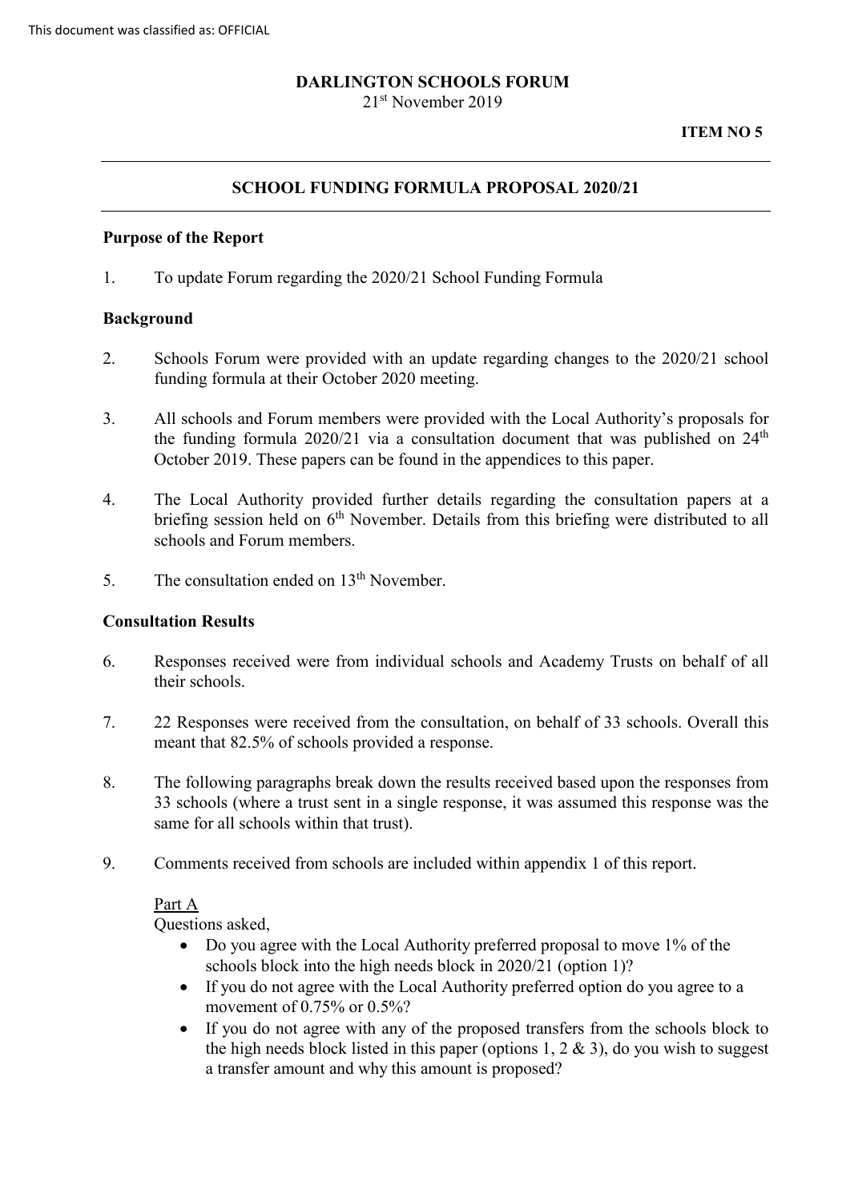This document was classified as: OFFICIAL

**DARLINGTON SCHOOLS FORUM**

21st November 2019

**ITEM NO 5**

---

## SCHOOL FUNDING FORMULA PROPOSAL 2020/21

---

**Purpose of the Report**

1. To update Forum regarding the 2020/21 School Funding Formula

**Background**

2. Schools Forum were provided with an update regarding changes to the 2020/21 school funding formula at their October 2020 meeting.

3. All schools and Forum members were provided with the Local Authority's proposals for the funding formula 2020/21 via a consultation document that was published on 24th October 2019. These papers can be found in the appendices to this paper.

4. The Local Authority provided further details regarding the consultation papers at a briefing session held on 6th November. Details from this briefing were distributed to all schools and Forum members.

5. The consultation ended on 13th November.

**Consultation Results**

6. Responses received were from individual schools and Academy Trusts on behalf of all their schools.

7. 22 Responses were received from the consultation, on behalf of 33 schools. Overall this meant that 82.5% of schools provided a response.

8. The following paragraphs break down the results received based upon the responses from 33 schools (where a trust sent in a single response, it was assumed this response was the same for all schools within that trust).

9. Comments received from schools are included within appendix 1 of this report.

Part A

Questions asked,

- Do you agree with the Local Authority preferred proposal to move 1% of the schools block into the high needs block in 2020/21 (option 1)?
- If you do not agree with the Local Authority preferred option do you agree to a movement of 0.75% or 0.5%?
- If you do not agree with any of the proposed transfers from the schools block to the high needs block listed in this paper (options 1, 2 & 3), do you wish to suggest a transfer amount and why this amount is proposed?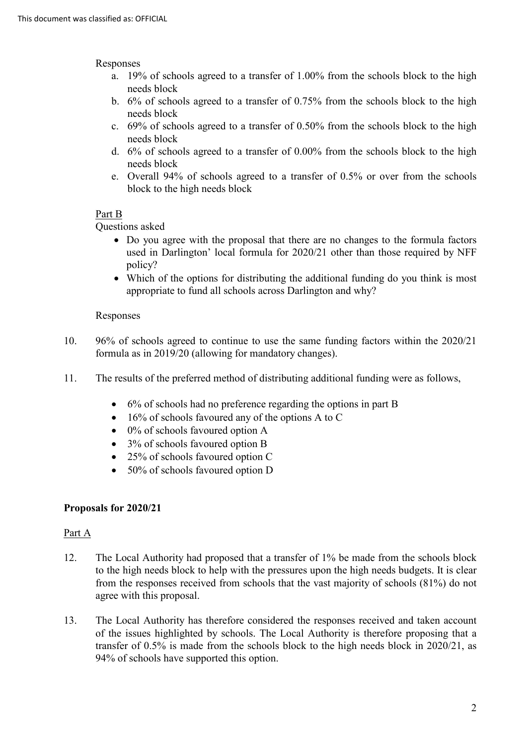Responses

a. 19% of schools agreed to a transfer of 1.00% from the schools block to the high needs block
b. 6% of schools agreed to a transfer of 0.75% from the schools block to the high needs block
c. 69% of schools agreed to a transfer of 0.50% from the schools block to the high needs block
d. 6% of schools agreed to a transfer of 0.00% from the schools block to the high needs block
e. Overall 94% of schools agreed to a transfer of 0.5% or over from the schools block to the high needs block

Part B

Questions asked

- Do you agree with the proposal that there are no changes to the formula factors used in Darlington' local formula for 2020/21 other than those required by NFF policy?
- Which of the options for distributing the additional funding do you think is most appropriate to fund all schools across Darlington and why?

Responses

10. 96% of schools agreed to continue to use the same funding factors within the 2020/21 formula as in 2019/20 (allowing for mandatory changes).

11. The results of the preferred method of distributing additional funding were as follows,

    - 6% of schools had no preference regarding the options in part B
    - 16% of schools favoured any of the options A to C
    - 0% of schools favoured option A
    - 3% of schools favoured option B
    - 25% of schools favoured option C
    - 50% of schools favoured option D

**Proposals for 2020/21**

Part A

12. The Local Authority had proposed that a transfer of 1% be made from the schools block to the high needs block to help with the pressures upon the high needs budgets. It is clear from the responses received from schools that the vast majority of schools (81%) do not agree with this proposal.

13. The Local Authority has therefore considered the responses received and taken account of the issues highlighted by schools. The Local Authority is therefore proposing that a transfer of 0.5% is made from the schools block to the high needs block in 2020/21, as 94% of schools have supported this option.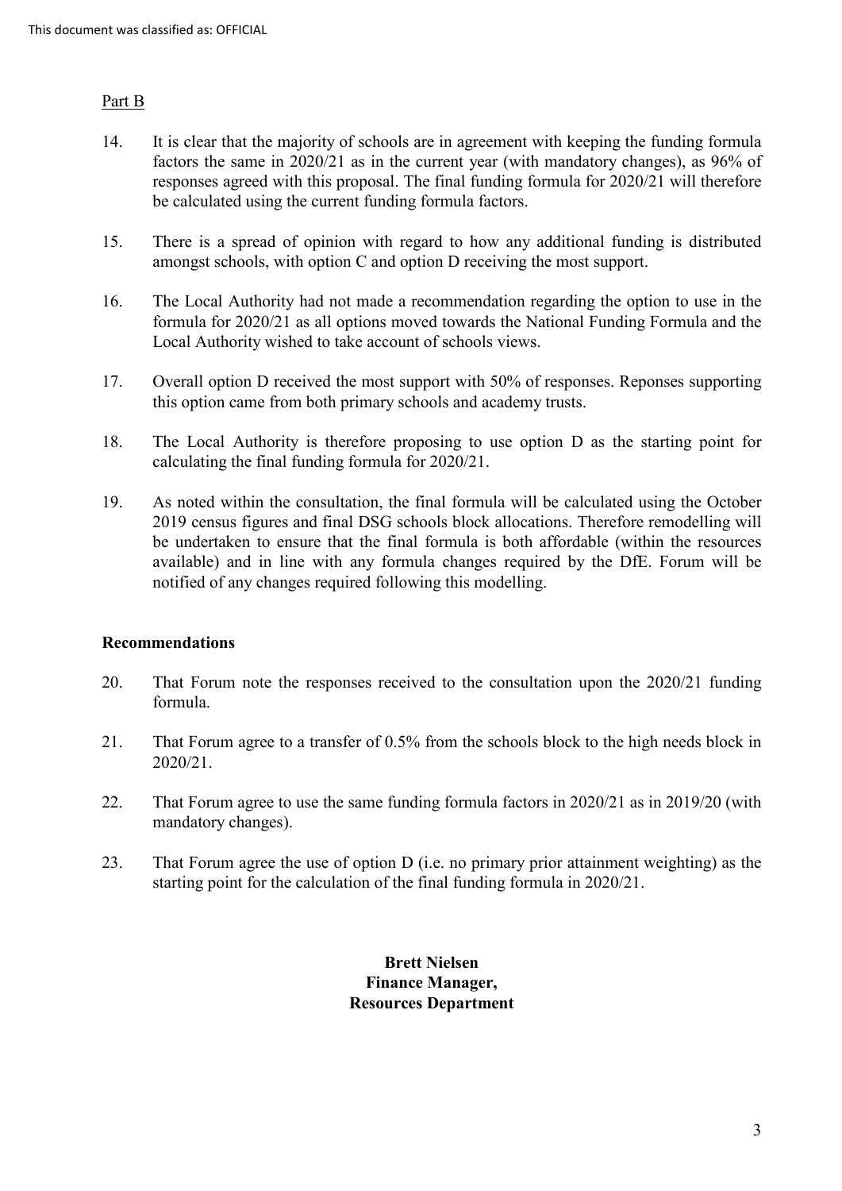Part B

14. It is clear that the majority of schools are in agreement with keeping the funding formula factors the same in 2020/21 as in the current year (with mandatory changes), as 96% of responses agreed with this proposal. The final funding formula for 2020/21 will therefore be calculated using the current funding formula factors.

15. There is a spread of opinion with regard to how any additional funding is distributed amongst schools, with option C and option D receiving the most support.

16. The Local Authority had not made a recommendation regarding the option to use in the formula for 2020/21 as all options moved towards the National Funding Formula and the Local Authority wished to take account of schools views.

17. Overall option D received the most support with 50% of responses. Reponses supporting this option came from both primary schools and academy trusts.

18. The Local Authority is therefore proposing to use option D as the starting point for calculating the final funding formula for 2020/21.

19. As noted within the consultation, the final formula will be calculated using the October 2019 census figures and final DSG schools block allocations. Therefore remodelling will be undertaken to ensure that the final formula is both affordable (within the resources available) and in line with any formula changes required by the DfE. Forum will be notified of any changes required following this modelling.

**Recommendations**

20. That Forum note the responses received to the consultation upon the 2020/21 funding formula.

21. That Forum agree to a transfer of 0.5% from the schools block to the high needs block in 2020/21.

22. That Forum agree to use the same funding formula factors in 2020/21 as in 2019/20 (with mandatory changes).

23. That Forum agree the use of option D (i.e. no primary prior attainment weighting) as the starting point for the calculation of the final funding formula in 2020/21.

**Brett Nielsen**
**Finance Manager,**
**Resources Department**